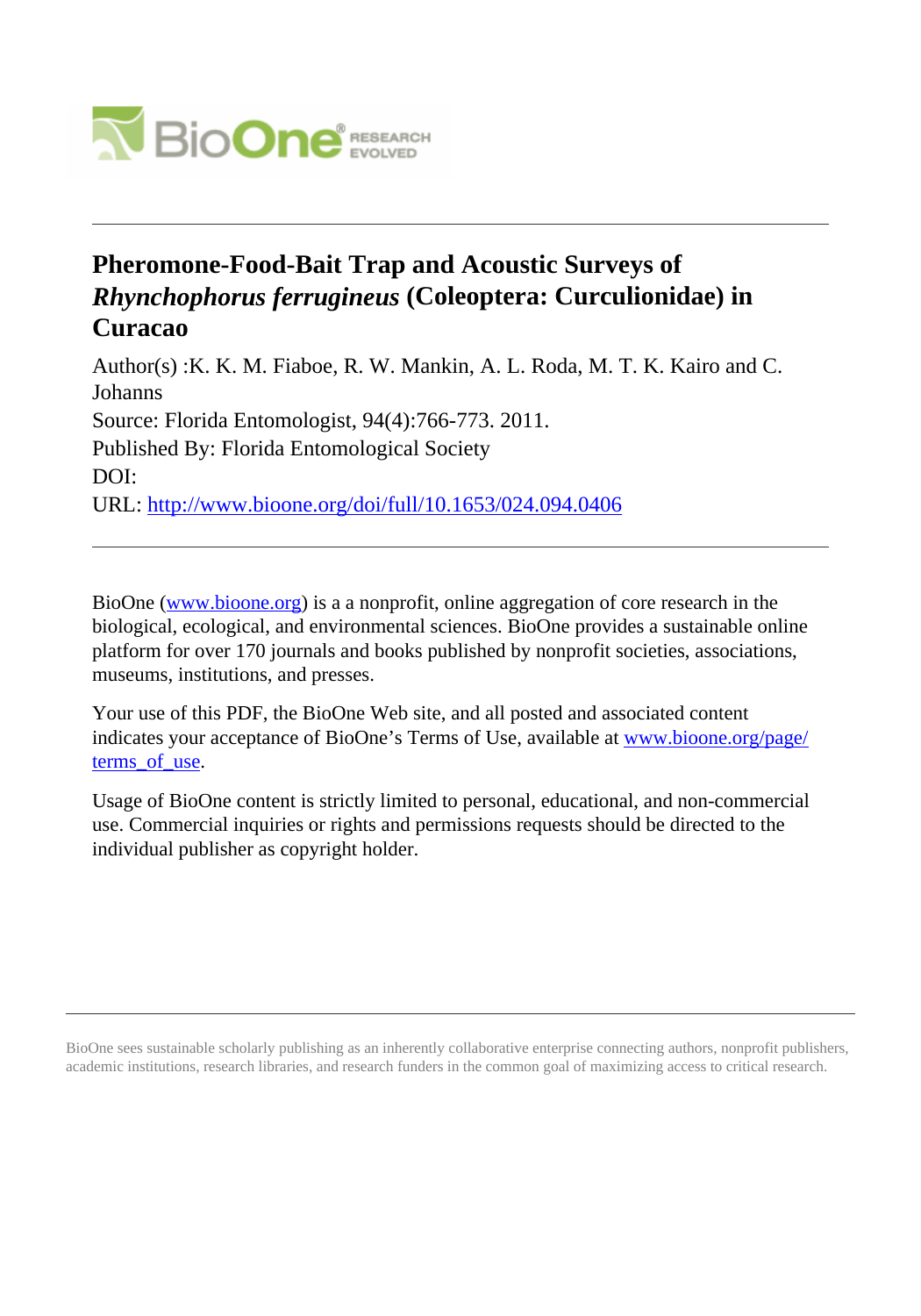# Pheromone-Food-Bait Trap and Acoustic Surveys of *Rhynchophorus ferrugineus* (Coleoptera: Curculionidae) in Curacao

Author(s) :K. K. M. Fiaboe, R. W. Mankin, A. L. Roda, M. T. K. Kairo and C. Johanns

Source: Florida Entomologist, 94(4):766-773. 2011.

Published By: Florida Entomological Society

DOI:

URL: http://www.bioone.org/doi/full/10.1653/024.094.0406

---

BioOne (www.bioone.org) is a a nonprofit, online aggregation of core research in the biological, ecological, and environmental sciences. BioOne provides a sustainable online platform for over 170 journals and books published by nonprofit societies, associations, museums, institutions, and presses.

Your use of this PDF, the BioOne Web site, and all posted and associated content indicates your acceptance of BioOne's Terms of Use, available at www.bioone.org/page/terms_of_use.

Usage of BioOne content is strictly limited to personal, educational, and non-commercial use. Commercial inquiries or rights and permissions requests should be directed to the individual publisher as copyright holder.

---

BioOne sees sustainable scholarly publishing as an inherently collaborative enterprise connecting authors, nonprofit publishers, academic institutions, research libraries, and research funders in the common goal of maximizing access to critical research.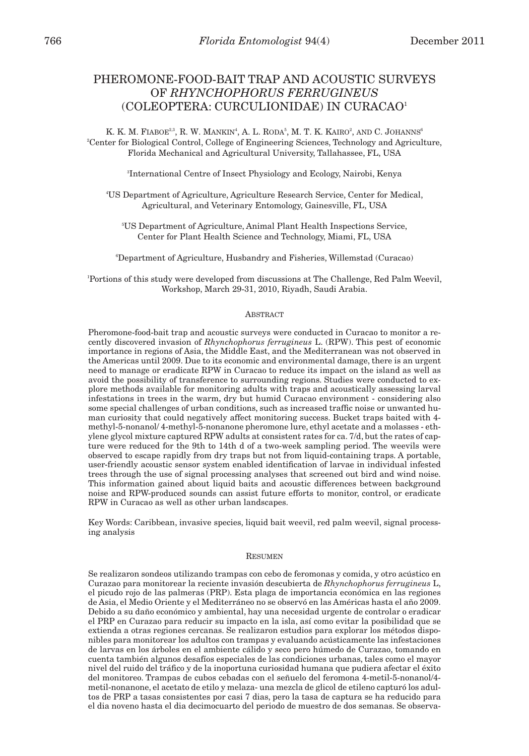# PHEROMONE-FOOD-BAIT TRAP AND ACOUSTIC SURVEYS OF *RHYNCHOPHORUS FERRUGINEUS* (COLEOPTERA: CURCULIONIDAE) IN CURACAO[1]

K. K. M. FIABOE[2,3], R. W. MANKIN[4], A. L. RODA[5], M. T. K. KAIRO[2], AND C. JOHANNS[6]

[2]Center for Biological Control, College of Engineering Sciences, Technology and Agriculture, Florida Mechanical and Agricultural University, Tallahassee, FL, USA

[3]International Centre of Insect Physiology and Ecology, Nairobi, Kenya

[4]US Department of Agriculture, Agriculture Research Service, Center for Medical, Agricultural, and Veterinary Entomology, Gainesville, FL, USA

[5]US Department of Agriculture, Animal Plant Health Inspections Service, Center for Plant Health Science and Technology, Miami, FL, USA

[6]Department of Agriculture, Husbandry and Fisheries, Willemstad (Curacao)

[1]Portions of this study were developed from discussions at The Challenge, Red Palm Weevil, Workshop, March 29-31, 2010, Riyadh, Saudi Arabia.

## ABSTRACT

Pheromone-food-bait trap and acoustic surveys were conducted in Curacao to monitor a recently discovered invasion of *Rhynchophorus ferrugineus* L. (RPW). This pest of economic importance in regions of Asia, the Middle East, and the Mediterranean was not observed in the Americas until 2009. Due to its economic and environmental damage, there is an urgent need to manage or eradicate RPW in Curacao to reduce its impact on the island as well as avoid the possibility of transference to surrounding regions. Studies were conducted to explore methods available for monitoring adults with traps and acoustically assessing larval infestations in trees in the warm, dry but humid Curacao environment - considering also some special challenges of urban conditions, such as increased traffic noise or unwanted human curiosity that could negatively affect monitoring success. Bucket traps baited with 4-methyl-5-nonanol/ 4-methyl-5-nonanone pheromone lure, ethyl acetate and a molasses - ethylene glycol mixture captured RPW adults at consistent rates for ca. 7/d, but the rates of capture were reduced for the 9th to 14th d of a two-week sampling period. The weevils were observed to escape rapidly from dry traps but not from liquid-containing traps. A portable, user-friendly acoustic sensor system enabled identification of larvae in individual infested trees through the use of signal processing analyses that screened out bird and wind noise. This information gained about liquid baits and acoustic differences between background noise and RPW-produced sounds can assist future efforts to monitor, control, or eradicate RPW in Curacao as well as other urban landscapes.

Key Words: Caribbean, invasive species, liquid bait weevil, red palm weevil, signal processing analysis

## RESUMEN

Se realizaron sondeos utilizando trampas con cebo de feromonas y comida, y otro acústico en Curazao para monitorear la reciente invasión descubierta de *Rhynchophorus ferrugineus* L, el picudo rojo de las palmeras (PRP). Esta plaga de importancia económica en las regiones de Asia, el Medio Oriente y el Mediterráneo no se observó en las Américas hasta el año 2009. Debido a su daño económico y ambiental, hay una necesidad urgente de controlar o eradicar el PRP en Curazao para reducir su impacto en la isla, así como evitar la posibilidad que se extienda a otras regiones cercanas. Se realizaron estudios para explorar los métodos disponibles para monitorear los adultos con trampas y evaluando acústicamente las infestaciones de larvas en los árboles en el ambiente cálido y seco pero húmedo de Curazao, tomando en cuenta también algunos desafíos especiales de las condiciones urbanas, tales como el mayor nivel del ruido del tráfico y de la inoportuna curiosidad humana que pudiera afectar el éxito del monitoreo. Trampas de cubos cebadas con el señuelo del feromona 4-metil-5-nonanol/4-metil-nonanone, el acetato de etilo y melaza- una mezcla de glicol de etileno capturó los adultos de PRP a tasas consistentes por casi 7 dias, pero la tasa de captura se ha reducido para el dia noveno hasta el dia decimocuarto del periodo de muestreo de dos semanas. Se observa-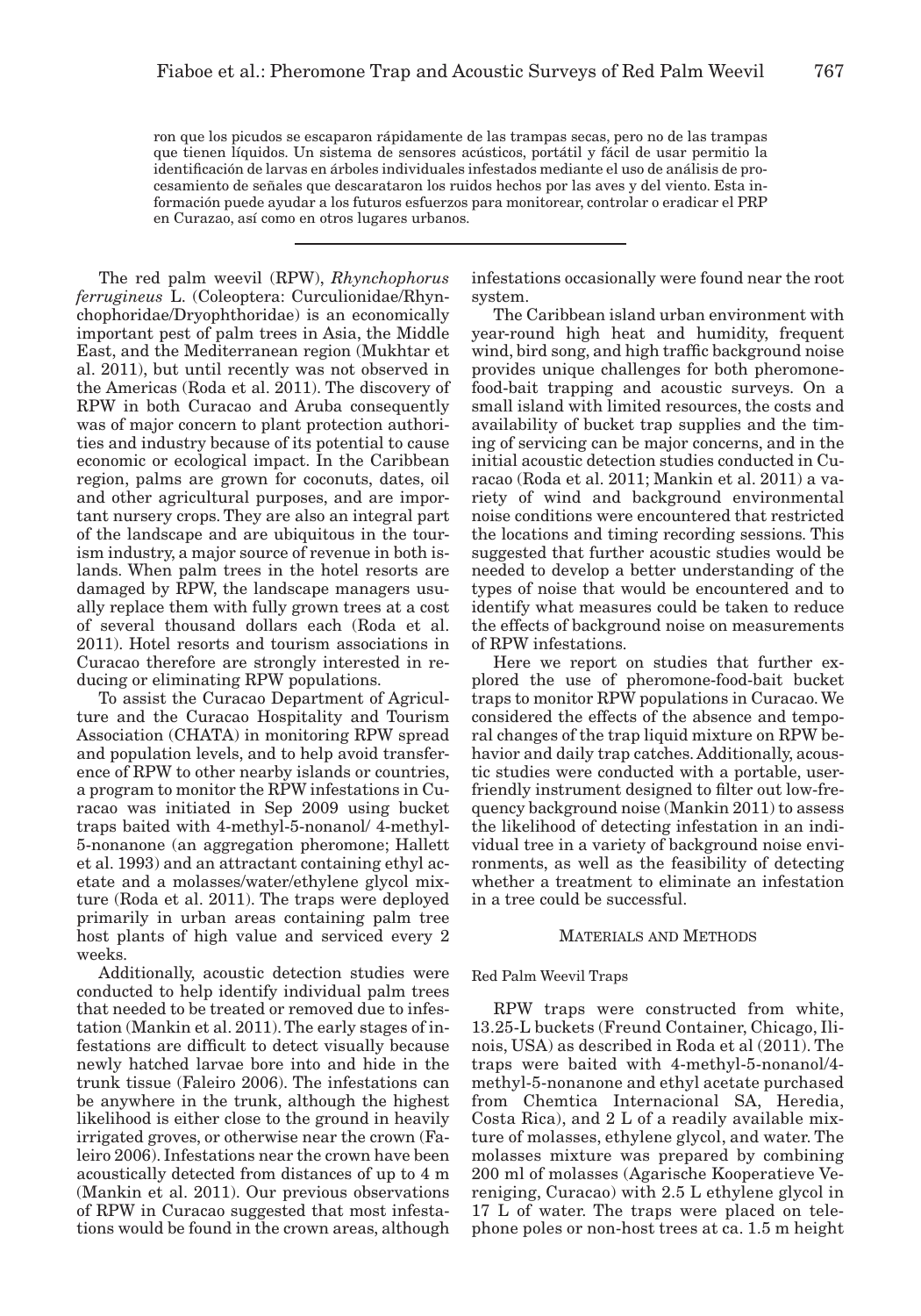ron que los picudos se escaparon rápidamente de las trampas secas, pero no de las trampas que tienen líquidos. Un sistema de sensores acústicos, portátil y fácil de usar permitio la identificación de larvas en árboles individuales infestados mediante el uso de análisis de procesamiento de señales que descarataron los ruidos hechos por las aves y del viento. Esta información puede ayudar a los futuros esfuerzos para monitorear, controlar o eradicar el PRP en Curazao, así como en otros lugares urbanos.

---

The red palm weevil (RPW), *Rhynchophorus ferrugineus* L. (Coleoptera: Curculionidae/Rhynchophoridae/Dryophthoridae) is an economically important pest of palm trees in Asia, the Middle East, and the Mediterranean region (Mukhtar et al. 2011), but until recently was not observed in the Americas (Roda et al. 2011). The discovery of RPW in both Curacao and Aruba consequently was of major concern to plant protection authorities and industry because of its potential to cause economic or ecological impact. In the Caribbean region, palms are grown for coconuts, dates, oil and other agricultural purposes, and are important nursery crops. They are also an integral part of the landscape and are ubiquitous in the tourism industry, a major source of revenue in both islands. When palm trees in the hotel resorts are damaged by RPW, the landscape managers usually replace them with fully grown trees at a cost of several thousand dollars each (Roda et al. 2011). Hotel resorts and tourism associations in Curacao therefore are strongly interested in reducing or eliminating RPW populations.

To assist the Curacao Department of Agriculture and the Curacao Hospitality and Tourism Association (CHATA) in monitoring RPW spread and population levels, and to help avoid transference of RPW to other nearby islands or countries, a program to monitor the RPW infestations in Curacao was initiated in Sep 2009 using bucket traps baited with 4-methyl-5-nonanol/ 4-methyl-5-nonanone (an aggregation pheromone; Hallett et al. 1993) and an attractant containing ethyl acetate and a molasses/water/ethylene glycol mixture (Roda et al. 2011). The traps were deployed primarily in urban areas containing palm tree host plants of high value and serviced every 2 weeks.

Additionally, acoustic detection studies were conducted to help identify individual palm trees that needed to be treated or removed due to infestation (Mankin et al. 2011). The early stages of infestations are difficult to detect visually because newly hatched larvae bore into and hide in the trunk tissue (Faleiro 2006). The infestations can be anywhere in the trunk, although the highest likelihood is either close to the ground in heavily irrigated groves, or otherwise near the crown (Faleiro 2006). Infestations near the crown have been acoustically detected from distances of up to 4 m (Mankin et al. 2011). Our previous observations of RPW in Curacao suggested that most infestations would be found in the crown areas, although infestations occasionally were found near the root system.

The Caribbean island urban environment with year-round high heat and humidity, frequent wind, bird song, and high traffic background noise provides unique challenges for both pheromone-food-bait trapping and acoustic surveys. On a small island with limited resources, the costs and availability of bucket trap supplies and the timing of servicing can be major concerns, and in the initial acoustic detection studies conducted in Curacao (Roda et al. 2011; Mankin et al. 2011) a variety of wind and background environmental noise conditions were encountered that restricted the locations and timing recording sessions. This suggested that further acoustic studies would be needed to develop a better understanding of the types of noise that would be encountered and to identify what measures could be taken to reduce the effects of background noise on measurements of RPW infestations.

Here we report on studies that further explored the use of pheromone-food-bait bucket traps to monitor RPW populations in Curacao. We considered the effects of the absence and temporal changes of the trap liquid mixture on RPW behavior and daily trap catches. Additionally, acoustic studies were conducted with a portable, user-friendly instrument designed to filter out low-frequency background noise (Mankin 2011) to assess the likelihood of detecting infestation in an individual tree in a variety of background noise environments, as well as the feasibility of detecting whether a treatment to eliminate an infestation in a tree could be successful.

## MATERIALS AND METHODS

### Red Palm Weevil Traps

RPW traps were constructed from white, 13.25-L buckets (Freund Container, Chicago, Ilinois, USA) as described in Roda et al (2011). The traps were baited with 4-methyl-5-nonanol/4-methyl-5-nonanone and ethyl acetate purchased from Chemtica Internacional SA, Heredia, Costa Rica), and 2 L of a readily available mixture of molasses, ethylene glycol, and water. The molasses mixture was prepared by combining 200 ml of molasses (Agarische Kooperatieve Vereniging, Curacao) with 2.5 L ethylene glycol in 17 L of water. The traps were placed on telephone poles or non-host trees at ca. 1.5 m height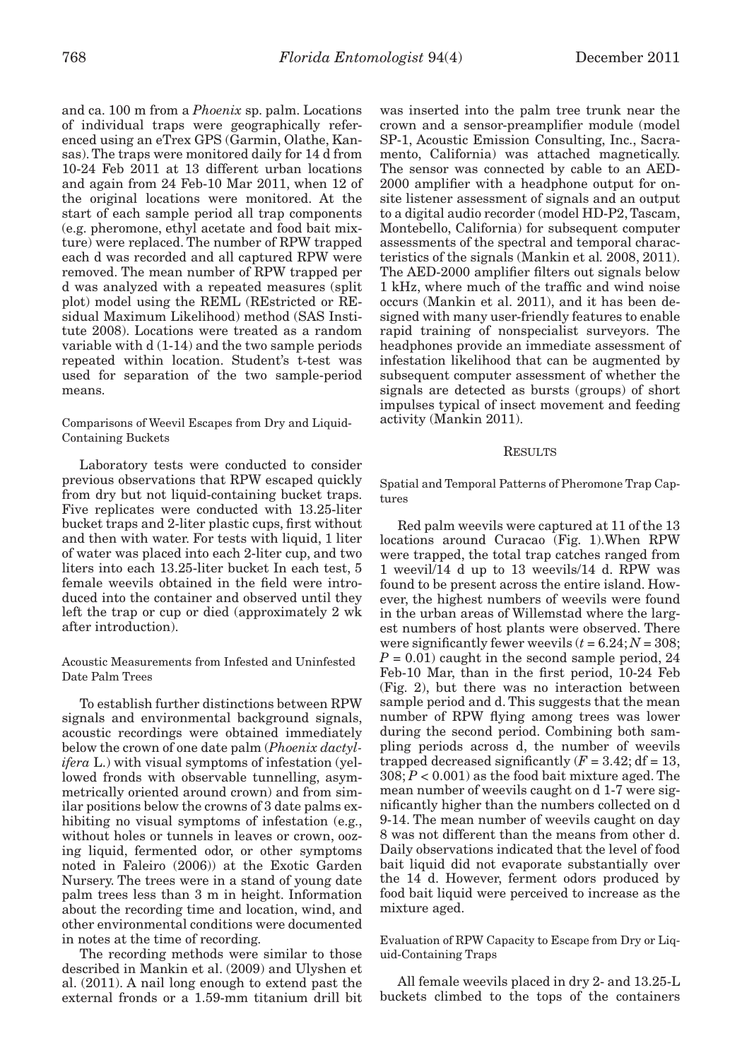and ca. 100 m from a *Phoenix* sp. palm. Locations of individual traps were geographically referenced using an eTrex GPS (Garmin, Olathe, Kansas). The traps were monitored daily for 14 d from 10-24 Feb 2011 at 13 different urban locations and again from 24 Feb-10 Mar 2011, when 12 of the original locations were monitored. At the start of each sample period all trap components (e.g. pheromone, ethyl acetate and food bait mixture) were replaced. The number of RPW trapped each d was recorded and all captured RPW were removed. The mean number of RPW trapped per d was analyzed with a repeated measures (split plot) model using the REML (REstricted or REsidual Maximum Likelihood) method (SAS Institute 2008). Locations were treated as a random variable with d (1-14) and the two sample periods repeated within location. Student's t-test was used for separation of the two sample-period means.

### Comparisons of Weevil Escapes from Dry and Liquid-Containing Buckets

Laboratory tests were conducted to consider previous observations that RPW escaped quickly from dry but not liquid-containing bucket traps. Five replicates were conducted with 13.25-liter bucket traps and 2-liter plastic cups, first without and then with water. For tests with liquid, 1 liter of water was placed into each 2-liter cup, and two liters into each 13.25-liter bucket In each test, 5 female weevils obtained in the field were introduced into the container and observed until they left the trap or cup or died (approximately 2 wk after introduction).

### Acoustic Measurements from Infested and Uninfested Date Palm Trees

To establish further distinctions between RPW signals and environmental background signals, acoustic recordings were obtained immediately below the crown of one date palm (*Phoenix dactylifera* L.) with visual symptoms of infestation (yellowed fronds with observable tunnelling, asymmetrically oriented around crown) and from similar positions below the crowns of 3 date palms exhibiting no visual symptoms of infestation (e.g., without holes or tunnels in leaves or crown, oozing liquid, fermented odor, or other symptoms noted in Faleiro (2006)) at the Exotic Garden Nursery. The trees were in a stand of young date palm trees less than 3 m in height. Information about the recording time and location, wind, and other environmental conditions were documented in notes at the time of recording.

The recording methods were similar to those described in Mankin et al. (2009) and Ulyshen et al. (2011). A nail long enough to extend past the external fronds or a 1.59-mm titanium drill bit was inserted into the palm tree trunk near the crown and a sensor-preamplifier module (model SP-1, Acoustic Emission Consulting, Inc., Sacramento, California) was attached magnetically. The sensor was connected by cable to an AED-2000 amplifier with a headphone output for onsite listener assessment of signals and an output to a digital audio recorder (model HD-P2, Tascam, Montebello, California) for subsequent computer assessments of the spectral and temporal characteristics of the signals (Mankin et al. 2008, 2011). The AED-2000 amplifier filters out signals below 1 kHz, where much of the traffic and wind noise occurs (Mankin et al. 2011), and it has been designed with many user-friendly features to enable rapid training of nonspecialist surveyors. The headphones provide an immediate assessment of infestation likelihood that can be augmented by subsequent computer assessment of whether the signals are detected as bursts (groups) of short impulses typical of insect movement and feeding activity (Mankin 2011).

## RESULTS

### Spatial and Temporal Patterns of Pheromone Trap Captures

Red palm weevils were captured at 11 of the 13 locations around Curacao (Fig. 1).When RPW were trapped, the total trap catches ranged from 1 weevil/14 d up to 13 weevils/14 d. RPW was found to be present across the entire island. However, the highest numbers of weevils were found in the urban areas of Willemstad where the largest numbers of host plants were observed. There were significantly fewer weevils ($t = 6.24; N = 308; P = 0.01$) caught in the second sample period, 24 Feb-10 Mar, than in the first period, 10-24 Feb (Fig. 2), but there was no interaction between sample period and d. This suggests that the mean number of RPW flying among trees was lower during the second period. Combining both sampling periods across d, the number of weevils trapped decreased significantly ($F = 3.42$; df = 13, 308; $P < 0.001$) as the food bait mixture aged. The mean number of weevils caught on d 1-7 were significantly higher than the numbers collected on d 9-14. The mean number of weevils caught on day 8 was not different than the means from other d. Daily observations indicated that the level of food bait liquid did not evaporate substantially over the 14 d. However, ferment odors produced by food bait liquid were perceived to increase as the mixture aged.

### Evaluation of RPW Capacity to Escape from Dry or Liquid-Containing Traps

All female weevils placed in dry 2- and 13.25-L buckets climbed to the tops of the containers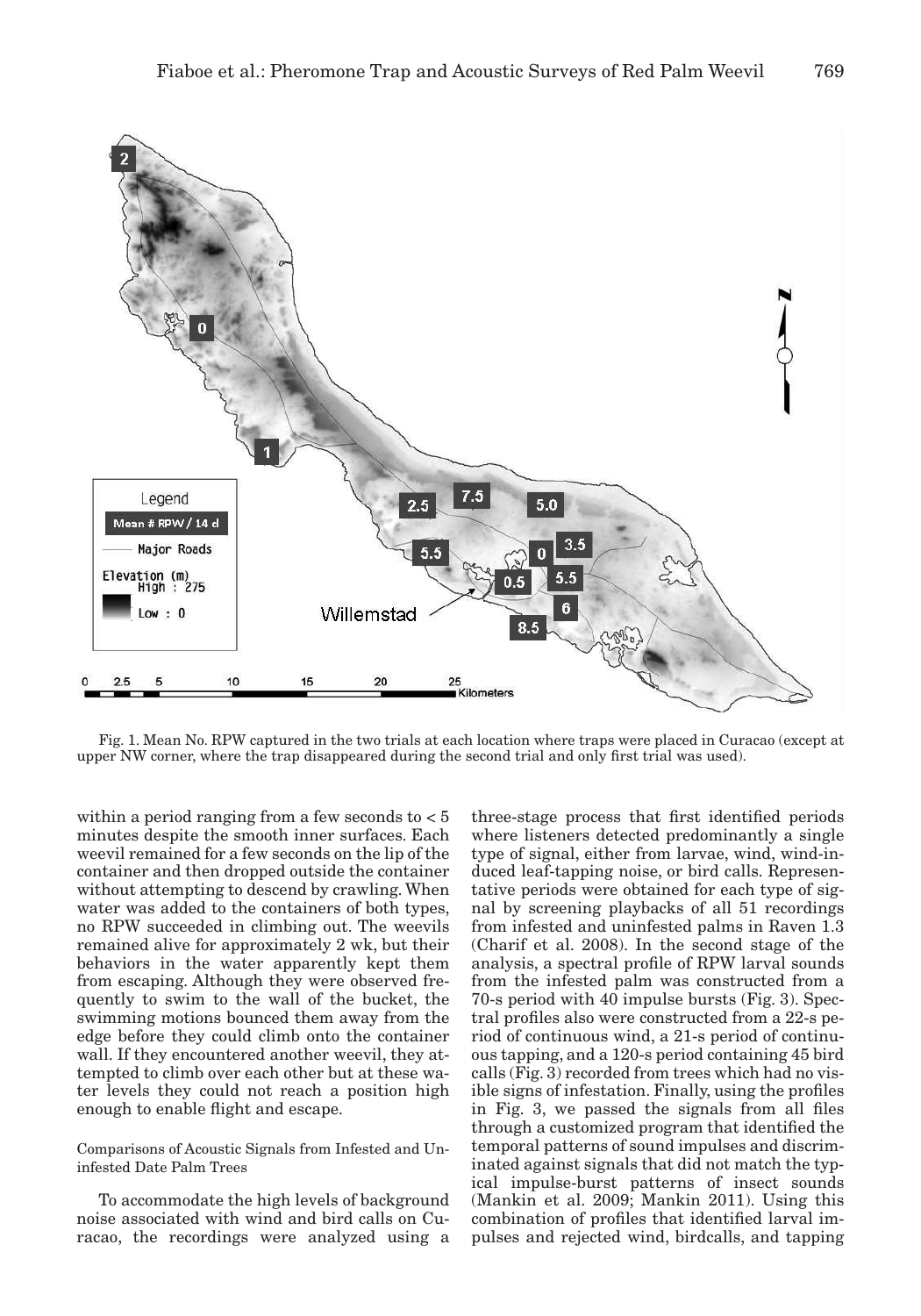Fig. 1. Mean No. RPW captured in the two trials at each location where traps were placed in Curacao (except at upper NW corner, where the trap disappeared during the second trial and only first trial was used).

within a period ranging from a few seconds to < 5 minutes despite the smooth inner surfaces. Each weevil remained for a few seconds on the lip of the container and then dropped outside the container without attempting to descend by crawling. When water was added to the containers of both types, no RPW succeeded in climbing out. The weevils remained alive for approximately 2 wk, but their behaviors in the water apparently kept them from escaping. Although they were observed frequently to swim to the wall of the bucket, the swimming motions bounced them away from the edge before they could climb onto the container wall. If they encountered another weevil, they attempted to climb over each other but at these water levels they could not reach a position high enough to enable flight and escape.

Comparisons of Acoustic Signals from Infested and Uninfested Date Palm Trees

To accommodate the high levels of background noise associated with wind and bird calls on Curacao, the recordings were analyzed using a three-stage process that first identified periods where listeners detected predominantly a single type of signal, either from larvae, wind, wind-induced leaf-tapping noise, or bird calls. Representative periods were obtained for each type of signal by screening playbacks of all 51 recordings from infested and uninfested palms in Raven 1.3 (Charif et al. 2008). In the second stage of the analysis, a spectral profile of RPW larval sounds from the infested palm was constructed from a 70-s period with 40 impulse bursts (Fig. 3). Spectral profiles also were constructed from a 22-s period of continuous wind, a 21-s period of continuous tapping, and a 120-s period containing 45 bird calls (Fig. 3) recorded from trees which had no visible signs of infestation. Finally, using the profiles in Fig. 3, we passed the signals from all files through a customized program that identified the temporal patterns of sound impulses and discriminated against signals that did not match the typical impulse-burst patterns of insect sounds (Mankin et al. 2009; Mankin 2011). Using this combination of profiles that identified larval impulses and rejected wind, birdcalls, and tapping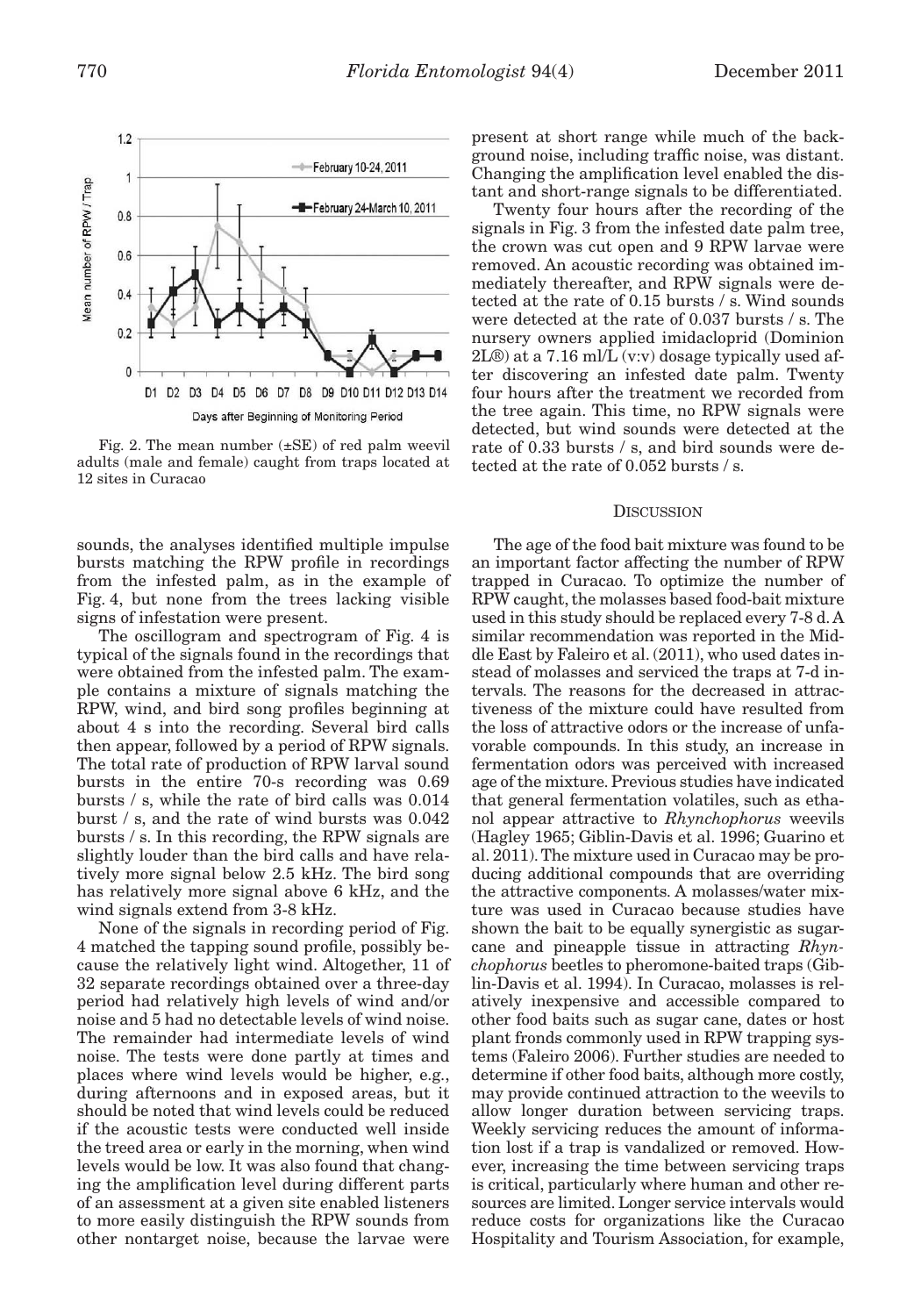Fig. 2. The mean number (±SE) of red palm weevil adults (male and female) caught from traps located at 12 sites in Curacao

sounds, the analyses identified multiple impulse bursts matching the RPW profile in recordings from the infested palm, as in the example of Fig. 4, but none from the trees lacking visible signs of infestation were present.

The oscillogram and spectrogram of Fig. 4 is typical of the signals found in the recordings that were obtained from the infested palm. The example contains a mixture of signals matching the RPW, wind, and bird song profiles beginning at about 4 s into the recording. Several bird calls then appear, followed by a period of RPW signals. The total rate of production of RPW larval sound bursts in the entire 70-s recording was 0.69 bursts / s, while the rate of bird calls was 0.014 burst / s, and the rate of wind bursts was 0.042 bursts / s. In this recording, the RPW signals are slightly louder than the bird calls and have relatively more signal below 2.5 kHz. The bird song has relatively more signal above 6 kHz, and the wind signals extend from 3-8 kHz.

None of the signals in recording period of Fig. 4 matched the tapping sound profile, possibly because the relatively light wind. Altogether, 11 of 32 separate recordings obtained over a three-day period had relatively high levels of wind and/or noise and 5 had no detectable levels of wind noise. The remainder had intermediate levels of wind noise. The tests were done partly at times and places where wind levels would be higher, e.g., during afternoons and in exposed areas, but it should be noted that wind levels could be reduced if the acoustic tests were conducted well inside the treed area or early in the morning, when wind levels would be low. It was also found that changing the amplification level during different parts of an assessment at a given site enabled listeners to more easily distinguish the RPW sounds from other nontarget noise, because the larvae were present at short range while much of the background noise, including traffic noise, was distant. Changing the amplification level enabled the distant and short-range signals to be differentiated.

Twenty four hours after the recording of the signals in Fig. 3 from the infested date palm tree, the crown was cut open and 9 RPW larvae were removed. An acoustic recording was obtained immediately thereafter, and RPW signals were detected at the rate of 0.15 bursts / s. Wind sounds were detected at the rate of 0.037 bursts / s. The nursery owners applied imidacloprid (Dominion 2L®) at a 7.16 ml/L (v:v) dosage typically used after discovering an infested date palm. Twenty four hours after the treatment we recorded from the tree again. This time, no RPW signals were detected, but wind sounds were detected at the rate of 0.33 bursts / s, and bird sounds were detected at the rate of 0.052 bursts / s.

## Discussion

The age of the food bait mixture was found to be an important factor affecting the number of RPW trapped in Curacao. To optimize the number of RPW caught, the molasses based food-bait mixture used in this study should be replaced every 7-8 d. A similar recommendation was reported in the Middle East by Faleiro et al. (2011), who used dates instead of molasses and serviced the traps at 7-d intervals. The reasons for the decreased in attractiveness of the mixture could have resulted from the loss of attractive odors or the increase of unfavorable compounds. In this study, an increase in fermentation odors was perceived with increased age of the mixture. Previous studies have indicated that general fermentation volatiles, such as ethanol appear attractive to *Rhynchophorus* weevils (Hagley 1965; Giblin-Davis et al. 1996; Guarino et al. 2011). The mixture used in Curacao may be producing additional compounds that are overriding the attractive components. A molasses/water mixture was used in Curacao because studies have shown the bait to be equally synergistic as sugarcane and pineapple tissue in attracting *Rhynchophorus* beetles to pheromone-baited traps (Giblin-Davis et al. 1994). In Curacao, molasses is relatively inexpensive and accessible compared to other food baits such as sugar cane, dates or host plant fronds commonly used in RPW trapping systems (Faleiro 2006). Further studies are needed to determine if other food baits, although more costly, may provide continued attraction to the weevils to allow longer duration between servicing traps. Weekly servicing reduces the amount of information lost if a trap is vandalized or removed. However, increasing the time between servicing traps is critical, particularly where human and other resources are limited. Longer service intervals would reduce costs for organizations like the Curacao Hospitality and Tourism Association, for example,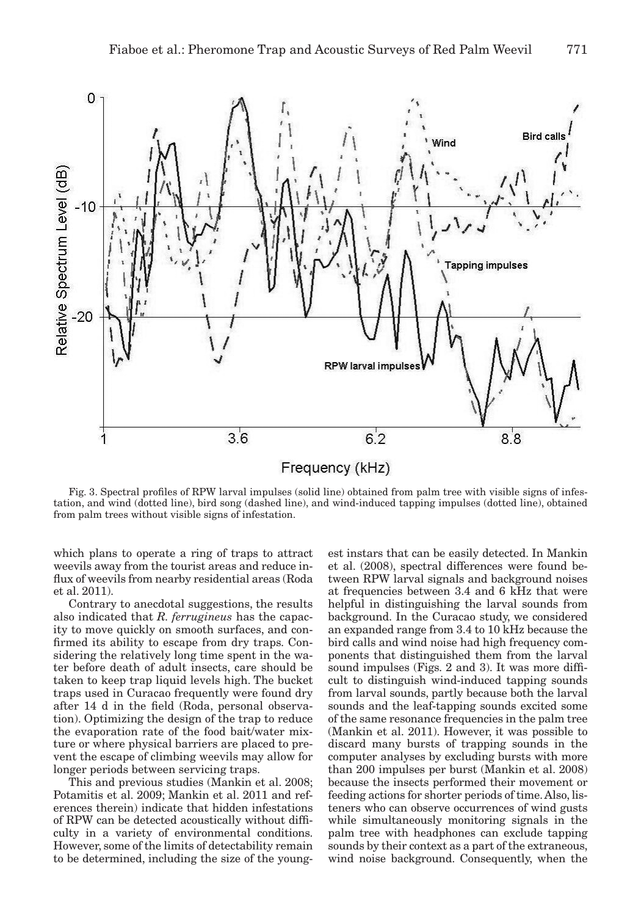Fig. 3. Spectral profiles of RPW larval impulses (solid line) obtained from palm tree with visible signs of infestation, and wind (dotted line), bird song (dashed line), and wind-induced tapping impulses (dotted line), obtained from palm trees without visible signs of infestation.

which plans to operate a ring of traps to attract weevils away from the tourist areas and reduce influx of weevils from nearby residential areas (Roda et al. 2011).

Contrary to anecdotal suggestions, the results also indicated that *R. ferrugineus* has the capacity to move quickly on smooth surfaces, and confirmed its ability to escape from dry traps. Considering the relatively long time spent in the water before death of adult insects, care should be taken to keep trap liquid levels high. The bucket traps used in Curacao frequently were found dry after 14 d in the field (Roda, personal observation). Optimizing the design of the trap to reduce the evaporation rate of the food bait/water mixture or where physical barriers are placed to prevent the escape of climbing weevils may allow for longer periods between servicing traps.

This and previous studies (Mankin et al. 2008; Potamitis et al. 2009; Mankin et al. 2011 and references therein) indicate that hidden infestations of RPW can be detected acoustically without difficulty in a variety of environmental conditions. However, some of the limits of detectability remain to be determined, including the size of the youngest instars that can be easily detected. In Mankin et al. (2008), spectral differences were found between RPW larval signals and background noises at frequencies between 3.4 and 6 kHz that were helpful in distinguishing the larval sounds from background. In the Curacao study, we considered an expanded range from 3.4 to 10 kHz because the bird calls and wind noise had high frequency components that distinguished them from the larval sound impulses (Figs. 2 and 3). It was more difficult to distinguish wind-induced tapping sounds from larval sounds, partly because both the larval sounds and the leaf-tapping sounds excited some of the same resonance frequencies in the palm tree (Mankin et al. 2011). However, it was possible to discard many bursts of trapping sounds in the computer analyses by excluding bursts with more than 200 impulses per burst (Mankin et al. 2008) because the insects performed their movement or feeding actions for shorter periods of time. Also, listeners who can observe occurrences of wind gusts while simultaneously monitoring signals in the palm tree with headphones can exclude tapping sounds by their context as a part of the extraneous, wind noise background. Consequently, when the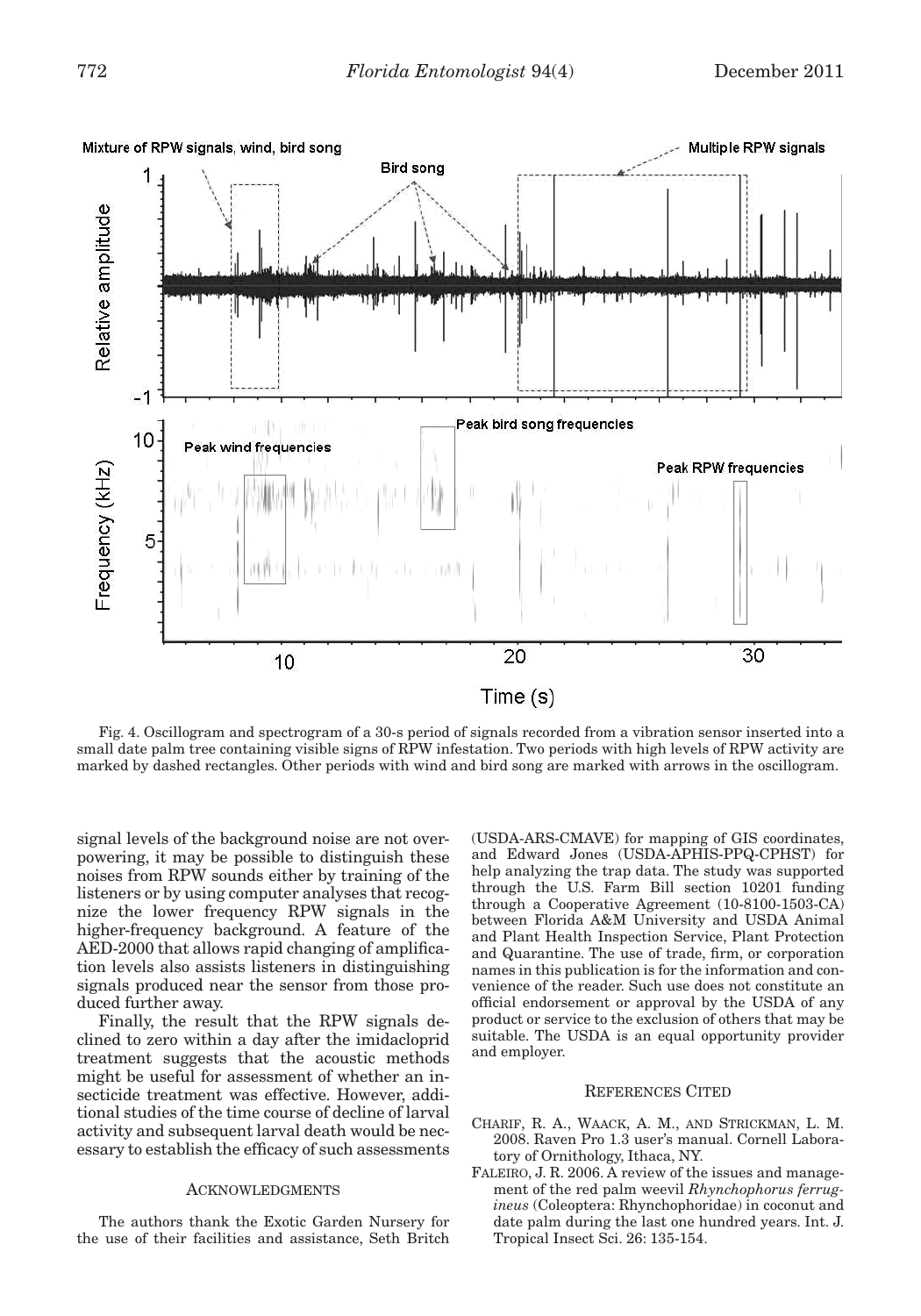Fig. 4. Oscillogram and spectrogram of a 30-s period of signals recorded from a vibration sensor inserted into a small date palm tree containing visible signs of RPW infestation. Two periods with high levels of RPW activity are marked by dashed rectangles. Other periods with wind and bird song are marked with arrows in the oscillogram.

signal levels of the background noise are not overpowering, it may be possible to distinguish these noises from RPW sounds either by training of the listeners or by using computer analyses that recognize the lower frequency RPW signals in the higher-frequency background. A feature of the AED-2000 that allows rapid changing of amplification levels also assists listeners in distinguishing signals produced near the sensor from those produced further away.

Finally, the result that the RPW signals declined to zero within a day after the imidacloprid treatment suggests that the acoustic methods might be useful for assessment of whether an insecticide treatment was effective. However, additional studies of the time course of decline of larval activity and subsequent larval death would be necessary to establish the efficacy of such assessments

## Acknowledgments

The authors thank the Exotic Garden Nursery for the use of their facilities and assistance, Seth Britch (USDA-ARS-CMAVE) for mapping of GIS coordinates, and Edward Jones (USDA-APHIS-PPQ-CPHST) for help analyzing the trap data. The study was supported through the U.S. Farm Bill section 10201 funding through a Cooperative Agreement (10-8100-1503-CA) between Florida A&M University and USDA Animal and Plant Health Inspection Service, Plant Protection and Quarantine. The use of trade, firm, or corporation names in this publication is for the information and convenience of the reader. Such use does not constitute an official endorsement or approval by the USDA of any product or service to the exclusion of others that may be suitable. The USDA is an equal opportunity provider and employer.

## References Cited

CHARIF, R. A., WAACK, A. M., AND STRICKMAN, L. M. 2008. Raven Pro 1.3 user's manual. Cornell Laboratory of Ornithology, Ithaca, NY.

FALEIRO, J. R. 2006. A review of the issues and management of the red palm weevil *Rhynchophorus ferrugineus* (Coleoptera: Rhynchophoridae) in coconut and date palm during the last one hundred years. Int. J. Tropical Insect Sci. 26: 135-154.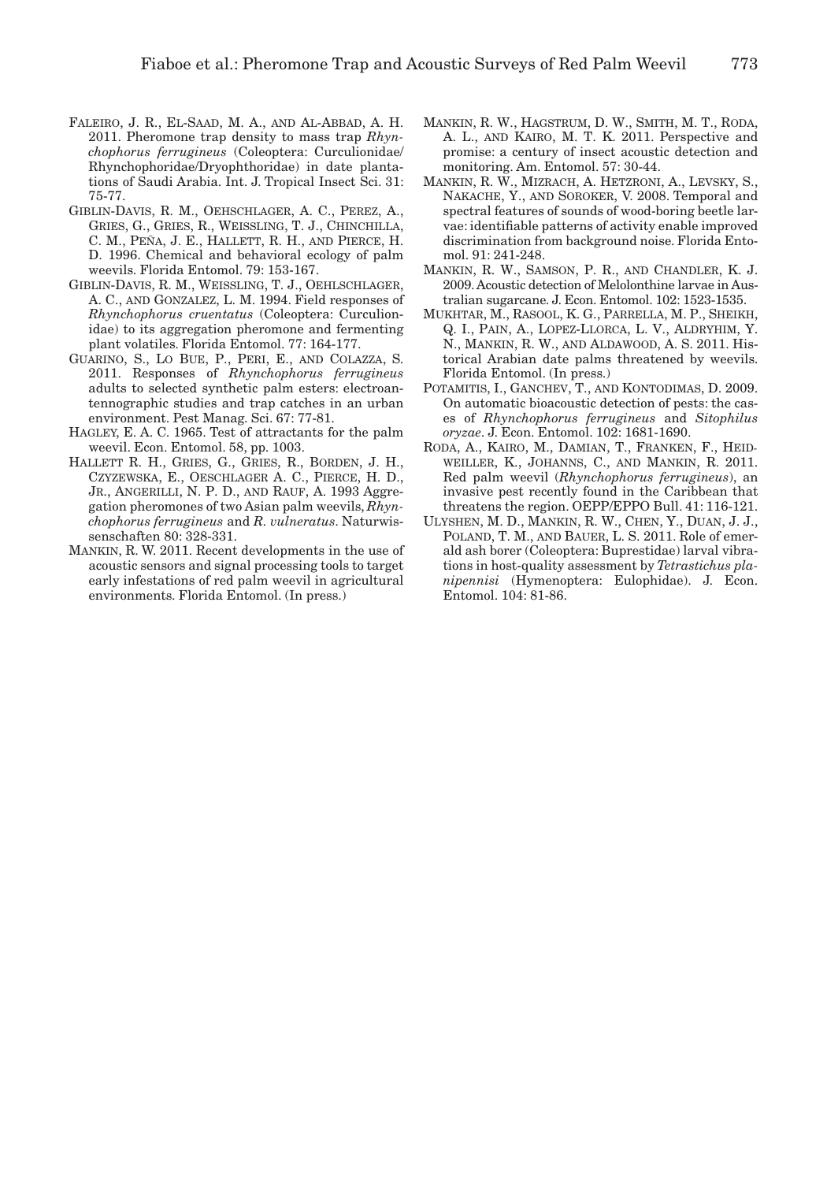FALEIRO, J. R., EL-SAAD, M. A., AND AL-ABBAD, A. H. 2011. Pheromone trap density to mass trap *Rhynchophorus ferrugineus* (Coleoptera: Curculionidae/ Rhynchophoridae/Dryophthoridae) in date plantations of Saudi Arabia. Int. J. Tropical Insect Sci. 31: 75-77.

GIBLIN-DAVIS, R. M., OEHSCHLAGER, A. C., PEREZ, A., GRIES, G., GRIES, R., WEISSLING, T. J., CHINCHILLA, C. M., PEÑA, J. E., HALLETT, R. H., AND PIERCE, H. D. 1996. Chemical and behavioral ecology of palm weevils. Florida Entomol. 79: 153-167.

GIBLIN-DAVIS, R. M., WEISSLING, T. J., OEHLSCHLAGER, A. C., AND GONZALEZ, L. M. 1994. Field responses of *Rhynchophorus cruentatus* (Coleoptera: Curculionidae) to its aggregation pheromone and fermenting plant volatiles. Florida Entomol. 77: 164-177.

GUARINO, S., LO BUE, P., PERI, E., AND COLAZZA, S. 2011. Responses of *Rhynchophorus ferrugineus* adults to selected synthetic palm esters: electroantennographic studies and trap catches in an urban environment. Pest Manag. Sci. 67: 77-81.

HAGLEY, E. A. C. 1965. Test of attractants for the palm weevil. Econ. Entomol. 58, pp. 1003.

HALLETT R. H., GRIES, G., GRIES, R., BORDEN, J. H., CZYZEWSKA, E., OESCHLAGER A. C., PIERCE, H. D., JR., ANGERILLI, N. P. D., AND RAUF, A. 1993 Aggregation pheromones of two Asian palm weevils, *Rhynchophorus ferrugineus* and *R. vulneratus*. Naturwissenschaften 80: 328-331.

MANKIN, R. W. 2011. Recent developments in the use of acoustic sensors and signal processing tools to target early infestations of red palm weevil in agricultural environments. Florida Entomol. (In press.)

MANKIN, R. W., HAGSTRUM, D. W., SMITH, M. T., RODA, A. L., AND KAIRO, M. T. K. 2011. Perspective and promise: a century of insect acoustic detection and monitoring. Am. Entomol. 57: 30-44.

MANKIN, R. W., MIZRACH, A. HETZRONI, A., LEVSKY, S., NAKACHE, Y., AND SOROKER, V. 2008. Temporal and spectral features of sounds of wood-boring beetle larvae: identifiable patterns of activity enable improved discrimination from background noise. Florida Entomol. 91: 241-248.

MANKIN, R. W., SAMSON, P. R., AND CHANDLER, K. J. 2009. Acoustic detection of Melolonthine larvae in Australian sugarcane. J. Econ. Entomol. 102: 1523-1535.

MUKHTAR, M., RASOOL, K. G., PARRELLA, M. P., SHEIKH, Q. I., PAIN, A., LOPEZ-LLORCA, L. V., ALDRYHIM, Y. N., MANKIN, R. W., AND ALDAWOOD, A. S. 2011. Historical Arabian date palms threatened by weevils. Florida Entomol. (In press.)

POTAMITIS, I., GANCHEV, T., AND KONTODIMAS, D. 2009. On automatic bioacoustic detection of pests: the cases of *Rhynchophorus ferrugineus* and *Sitophilus oryzae*. J. Econ. Entomol. 102: 1681-1690.

RODA, A., KAIRO, M., DAMIAN, T., FRANKEN, F., HEIDWEILLER, K., JOHANNS, C., AND MANKIN, R. 2011. Red palm weevil (*Rhynchophorus ferrugineus*), an invasive pest recently found in the Caribbean that threatens the region. OEPP/EPPO Bull. 41: 116-121.

ULYSHEN, M. D., MANKIN, R. W., CHEN, Y., DUAN, J. J., POLAND, T. M., AND BAUER, L. S. 2011. Role of emerald ash borer (Coleoptera: Buprestidae) larval vibrations in host-quality assessment by *Tetrastichus planipennisi* (Hymenoptera: Eulophidae). J. Econ. Entomol. 104: 81-86.